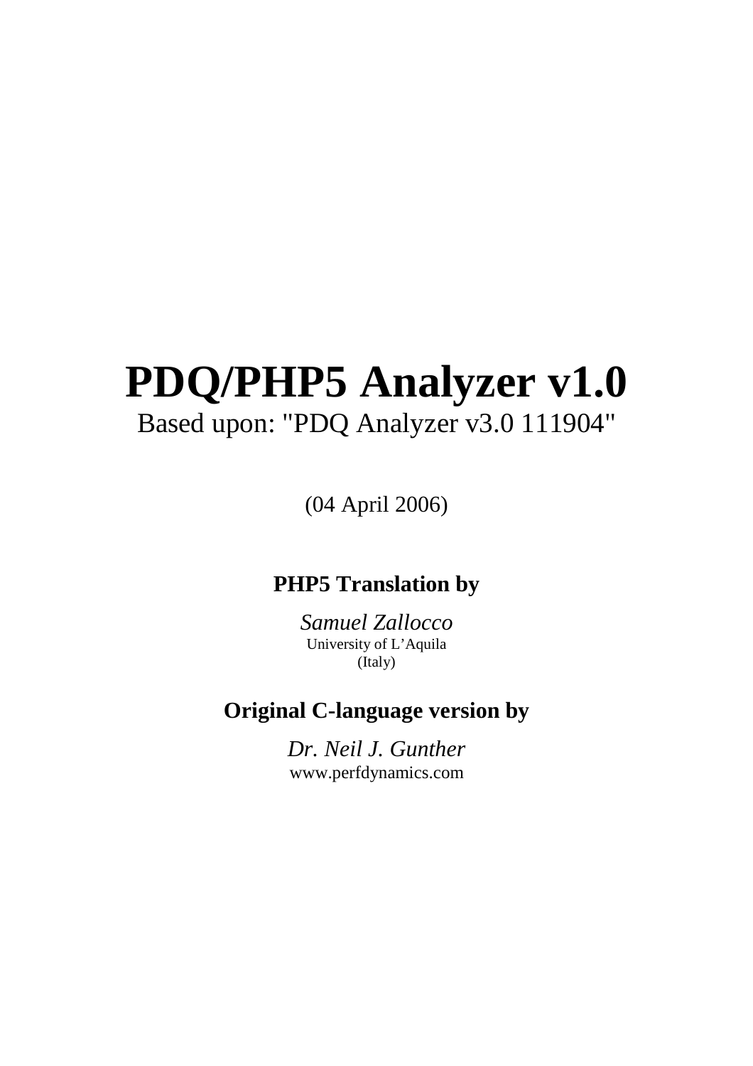# PDQ/PHP5 Analyzer v1.0

Based upon: "PDQ Analyzer v3.0 111904"

(04 April 2006)

**PHP5 Translation by**

*Samuel Zallocco*
University of L'Aquila
(Italy)

**Original C-language version by**

*Dr. Neil J. Gunther*
www.perfdynamics.com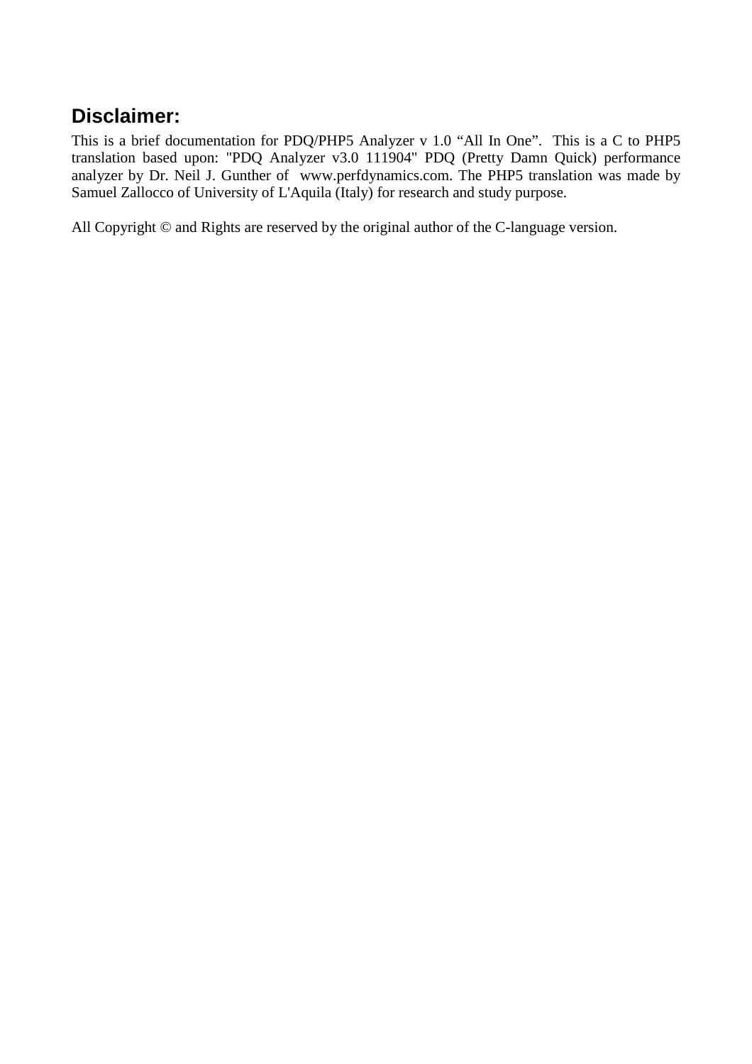## Disclaimer:

This is a brief documentation for PDQ/PHP5 Analyzer v 1.0 “All In One”. This is a C to PHP5 translation based upon: "PDQ Analyzer v3.0 111904" PDQ (Pretty Damn Quick) performance analyzer by Dr. Neil J. Gunther of www.perfdynamics.com. The PHP5 translation was made by Samuel Zallocco of University of L'Aquila (Italy) for research and study purpose.

All Copyright © and Rights are reserved by the original author of the C-language version.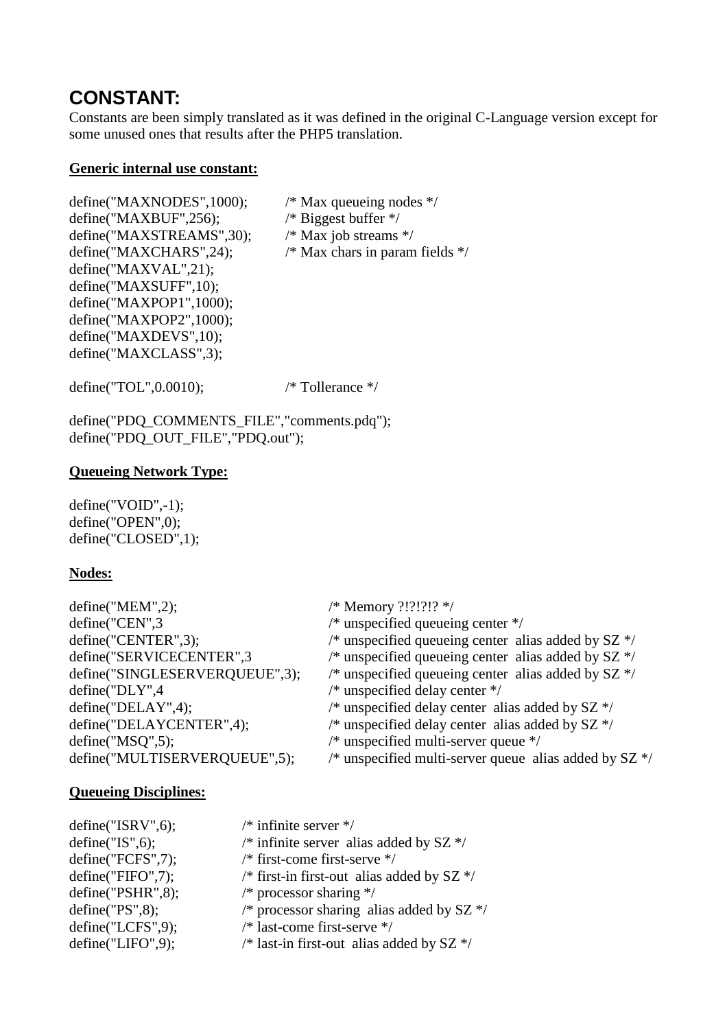## CONSTANT:

Constants are been simply translated as it was defined in the original C-Language version except for some unused ones that results after the PHP5 translation.

**Generic internal use constant:**

```
define("MAXNODES",1000);       /* Max queueing nodes */
define("MAXBUF",256);          /* Biggest buffer */
define("MAXSTREAMS",30);       /* Max job streams */
define("MAXCHARS",24);         /* Max chars in param fields */
define("MAXVAL",21);
define("MAXSUFF",10);
define("MAXPOP1",1000);
define("MAXPOP2",1000);
define("MAXDEVS",10);
define("MAXCLASS",3);

define("TOL",0.0010);          /* Tollerance */

define("PDQ_COMMENTS_FILE","comments.pdq");
define("PDQ_OUT_FILE","PDQ.out");
```

**Queueing Network Type:**

```
define("VOID",-1);
define("OPEN",0);
define("CLOSED",1);
```

**Nodes:**

```
define("MEM",2);                      /* Memory ?!?!?!? */
define("CEN",3                        /* unspecified queueing center */
define("CENTER",3);                   /* unspecified queueing center  alias added by SZ */
define("SERVICECENTER",3              /* unspecified queueing center  alias added by SZ */
define("SINGLESERVERQUEUE",3);        /* unspecified queueing center  alias added by SZ */
define("DLY",4                        /* unspecified delay center */
define("DELAY",4);                    /* unspecified delay center  alias added by SZ */
define("DELAYCENTER",4);              /* unspecified delay center  alias added by SZ */
define("MSQ",5);                      /* unspecified multi-server queue */
define("MULTISERVERQUEUE",5);         /* unspecified multi-server queue  alias added by SZ */
```

**Queueing Disciplines:**

```
define("ISRV",6);      /* infinite server */
define("IS",6);        /* infinite server  alias added by SZ */
define("FCFS",7);      /* first-come first-serve */
define("FIFO",7);      /* first-in first-out  alias added by SZ */
define("PSHR",8);      /* processor sharing */
define("PS",8);        /* processor sharing  alias added by SZ */
define("LCFS",9);      /* last-come first-serve */
define("LIFO",9);      /* last-in first-out  alias added by SZ */
```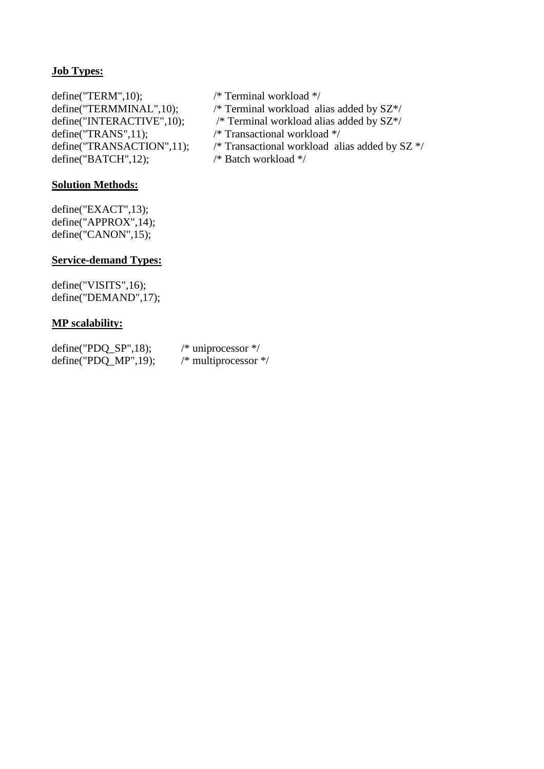**Job Types:**

```
define("TERM",10);              /* Terminal workload */
define("TERMMINAL",10);         /* Terminal workload  alias added by SZ*/
define("INTERACTIVE",10);        /* Terminal workload alias added by SZ*/
define("TRANS",11);             /* Transactional workload */
define("TRANSACTION",11);       /* Transactional workload  alias added by SZ */
define("BATCH",12);             /* Batch workload */
```

**Solution Methods:**

```
define("EXACT",13);
define("APPROX",14);
define("CANON",15);
```

**Service-demand Types:**

```
define("VISITS",16);
define("DEMAND",17);
```

**MP scalability:**

```
define("PDQ_SP",18);       /* uniprocessor */
define("PDQ_MP",19);       /* multiprocessor */
```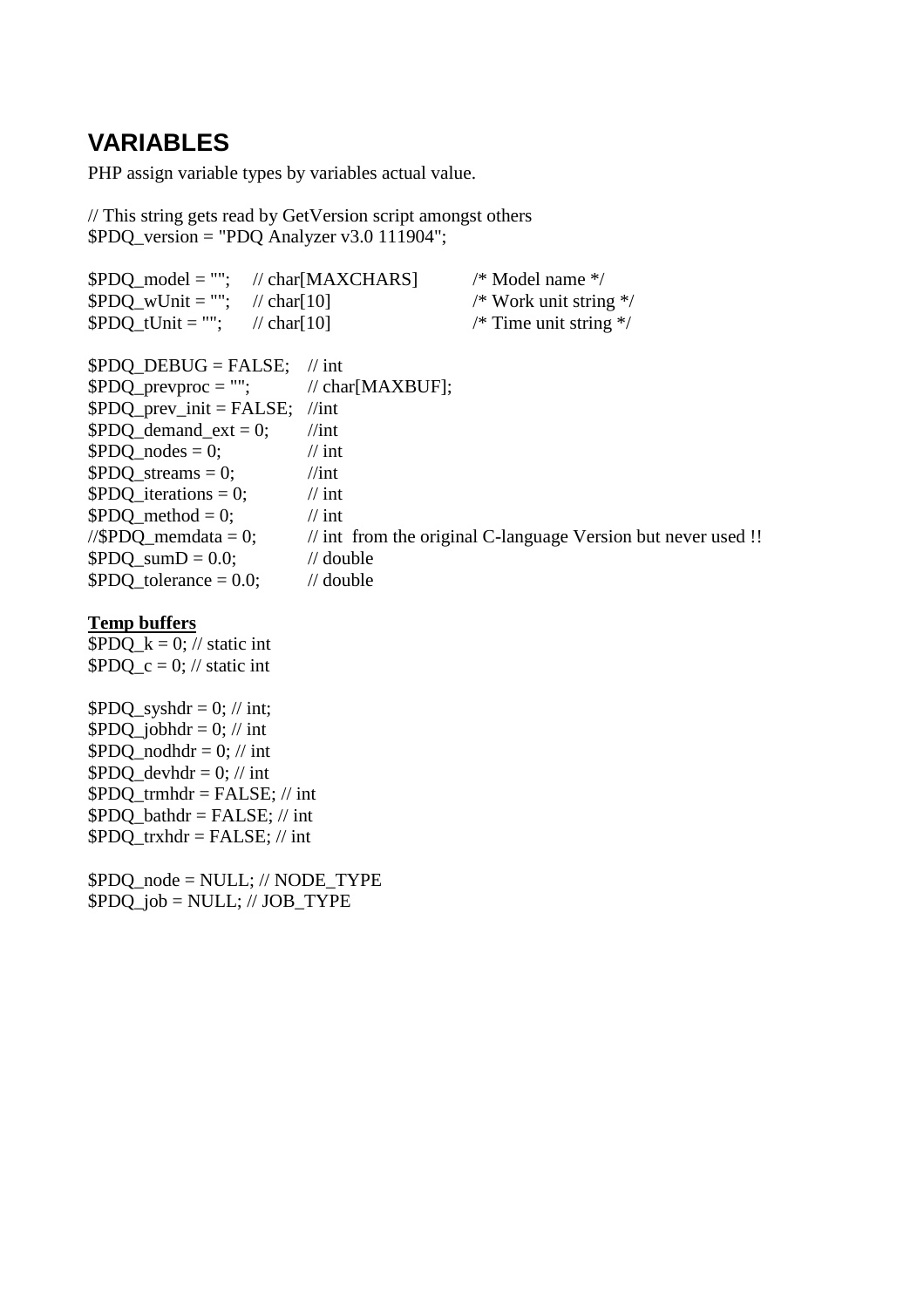## VARIABLES

PHP assign variable types by variables actual value.

```
// This string gets read by GetVersion script amongst others
$PDQ_version = "PDQ Analyzer v3.0 111904";

$PDQ_model = "";    // char[MAXCHARS]        /* Model name */
$PDQ_wUnit = "";    // char[10]              /* Work unit string */
$PDQ_tUnit = "";    // char[10]              /* Time unit string */

$PDQ_DEBUG = FALSE;    // int
$PDQ_prevproc = "";        // char[MAXBUF];
$PDQ_prev_init = FALSE;  //int
$PDQ_demand_ext = 0;      //int
$PDQ_nodes = 0;            // int
$PDQ_streams = 0;          //int
$PDQ_iterations = 0;       // int
$PDQ_method = 0;           // int
//$PDQ_memdata = 0;        // int  from the original C-language Version but never used !!
$PDQ_sumD = 0.0;           // double
$PDQ_tolerance = 0.0;      // double
```

**Temp buffers**

```
$PDQ_k = 0; // static int
$PDQ_c = 0; // static int

$PDQ_syshdr = 0; // int;
$PDQ_jobhdr = 0; // int
$PDQ_nodhdr = 0; // int
$PDQ_devhdr = 0; // int
$PDQ_trmhdr = FALSE; // int
$PDQ_bathdr = FALSE; // int
$PDQ_trxhdr = FALSE; // int

$PDQ_node = NULL; // NODE_TYPE
$PDQ_job = NULL; // JOB_TYPE
```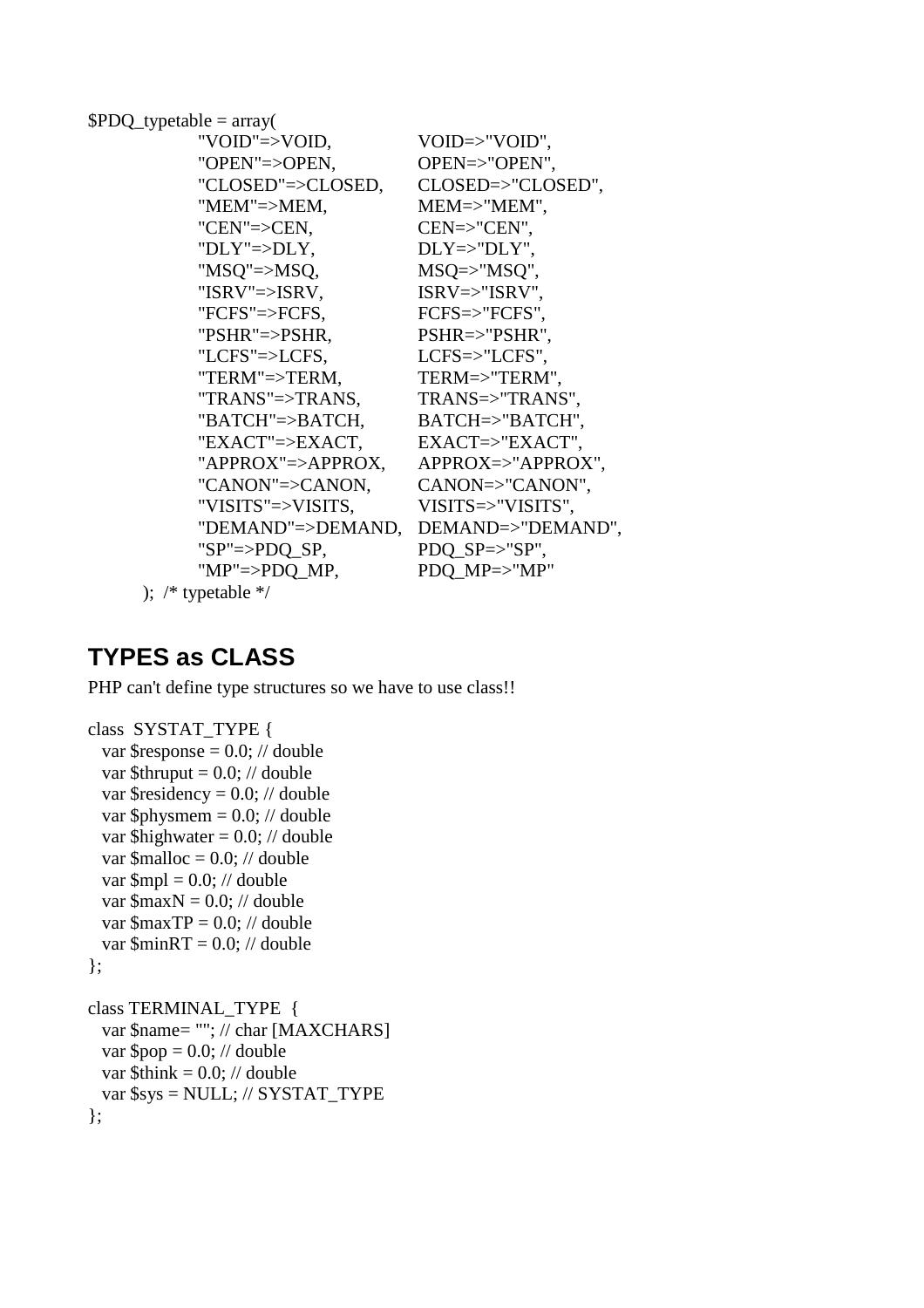```
$PDQ_typetable = array(
            "VOID"=>VOID,           VOID=>"VOID",
            "OPEN"=>OPEN,           OPEN=>"OPEN",
            "CLOSED"=>CLOSED,       CLOSED=>"CLOSED",
            "MEM"=>MEM,             MEM=>"MEM",
            "CEN"=>CEN,             CEN=>"CEN",
            "DLY"=>DLY,             DLY=>"DLY",
            "MSQ"=>MSQ,             MSQ=>"MSQ",
            "ISRV"=>ISRV,           ISRV=>"ISRV",
            "FCFS"=>FCFS,           FCFS=>"FCFS",
            "PSHR"=>PSHR,           PSHR=>"PSHR",
            "LCFS"=>LCFS,           LCFS=>"LCFS",
            "TERM"=>TERM,           TERM=>"TERM",
            "TRANS"=>TRANS,         TRANS=>"TRANS",
            "BATCH"=>BATCH,         BATCH=>"BATCH",
            "EXACT"=>EXACT,         EXACT=>"EXACT",
            "APPROX"=>APPROX,       APPROX=>"APPROX",
            "CANON"=>CANON,         CANON=>"CANON",
            "VISITS"=>VISITS,       VISITS=>"VISITS",
            "DEMAND"=>DEMAND,       DEMAND=>"DEMAND",
            "SP"=>PDQ_SP,           PDQ_SP=>"SP",
            "MP"=>PDQ_MP,           PDQ_MP=>"MP"
      );  /* typetable */
```

## TYPES as CLASS

PHP can't define type structures so we have to use class!!

```
class  SYSTAT_TYPE {
  var $response = 0.0; // double
  var $thruput = 0.0; // double
  var $residency = 0.0; // double
  var $physmem = 0.0; // double
  var $highwater = 0.0; // double
  var $malloc = 0.0; // double
  var $mpl = 0.0; // double
  var $maxN = 0.0; // double
  var $maxTP = 0.0; // double
  var $minRT = 0.0; // double
};

class TERMINAL_TYPE  {
  var $name= ""; // char [MAXCHARS]
  var $pop = 0.0; // double
  var $think = 0.0; // double
  var $sys = NULL; // SYSTAT_TYPE
};
```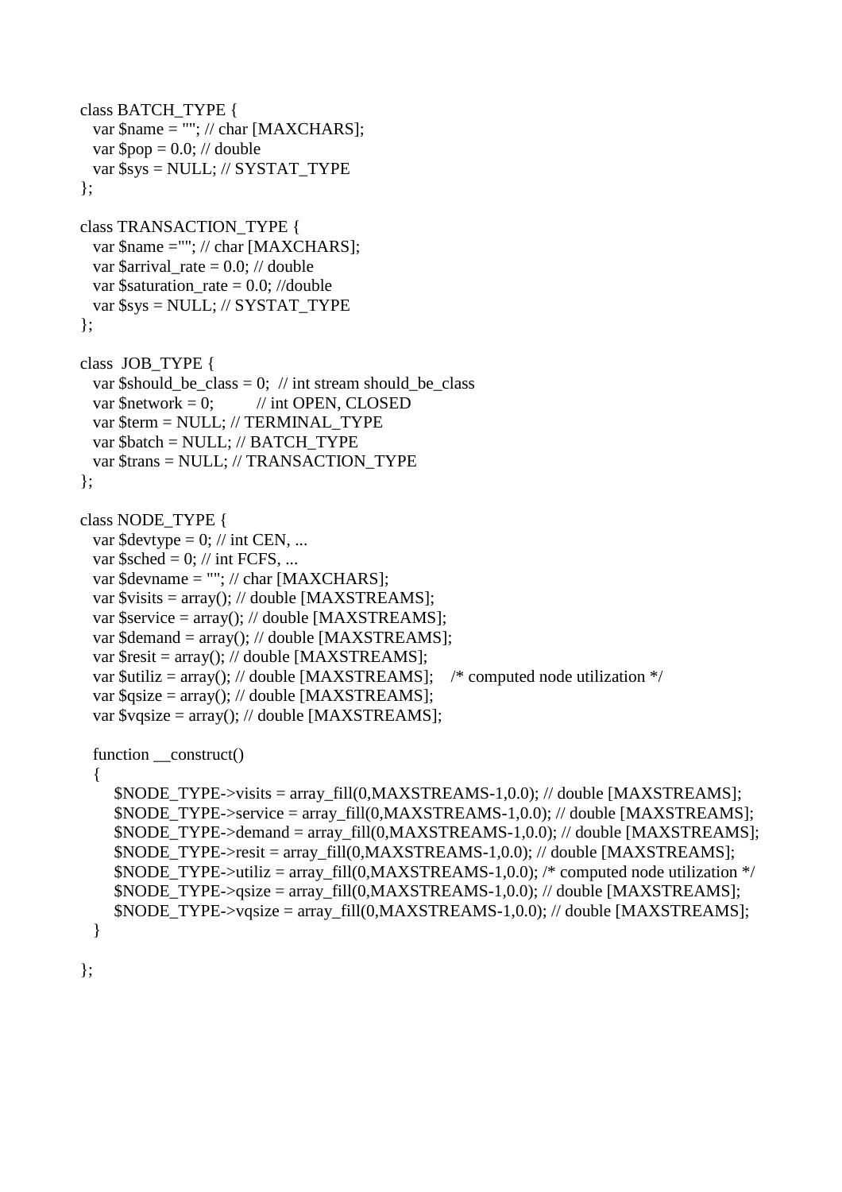```
class BATCH_TYPE {
  var $name = ""; // char [MAXCHARS];
  var $pop = 0.0; // double
  var $sys = NULL; // SYSTAT_TYPE
};

class TRANSACTION_TYPE {
  var $name =""; // char [MAXCHARS];
  var $arrival_rate = 0.0; // double
  var $saturation_rate = 0.0; //double
  var $sys = NULL; // SYSTAT_TYPE
};

class  JOB_TYPE {
  var $should_be_class = 0;  // int stream should_be_class
  var $network = 0;         // int OPEN, CLOSED
  var $term = NULL; // TERMINAL_TYPE
  var $batch = NULL; // BATCH_TYPE
  var $trans = NULL; // TRANSACTION_TYPE
};

class NODE_TYPE {
  var $devtype = 0; // int CEN, ...
  var $sched = 0; // int FCFS, ...
  var $devname = ""; // char [MAXCHARS];
  var $visits = array(); // double [MAXSTREAMS];
  var $service = array(); // double [MAXSTREAMS];
  var $demand = array(); // double [MAXSTREAMS];
  var $resit = array(); // double [MAXSTREAMS];
  var $utiliz = array(); // double [MAXSTREAMS];    /* computed node utilization */
  var $qsize = array(); // double [MAXSTREAMS];
  var $vqsize = array(); // double [MAXSTREAMS];

  function __construct()
  {
      $NODE_TYPE->visits = array_fill(0,MAXSTREAMS-1,0.0); // double [MAXSTREAMS];
      $NODE_TYPE->service = array_fill(0,MAXSTREAMS-1,0.0); // double [MAXSTREAMS];
      $NODE_TYPE->demand = array_fill(0,MAXSTREAMS-1,0.0); // double [MAXSTREAMS];
      $NODE_TYPE->resit = array_fill(0,MAXSTREAMS-1,0.0); // double [MAXSTREAMS];
      $NODE_TYPE->utiliz = array_fill(0,MAXSTREAMS-1,0.0); /* computed node utilization */
      $NODE_TYPE->qsize = array_fill(0,MAXSTREAMS-1,0.0); // double [MAXSTREAMS];
      $NODE_TYPE->vqsize = array_fill(0,MAXSTREAMS-1,0.0); // double [MAXSTREAMS];
  }

};
```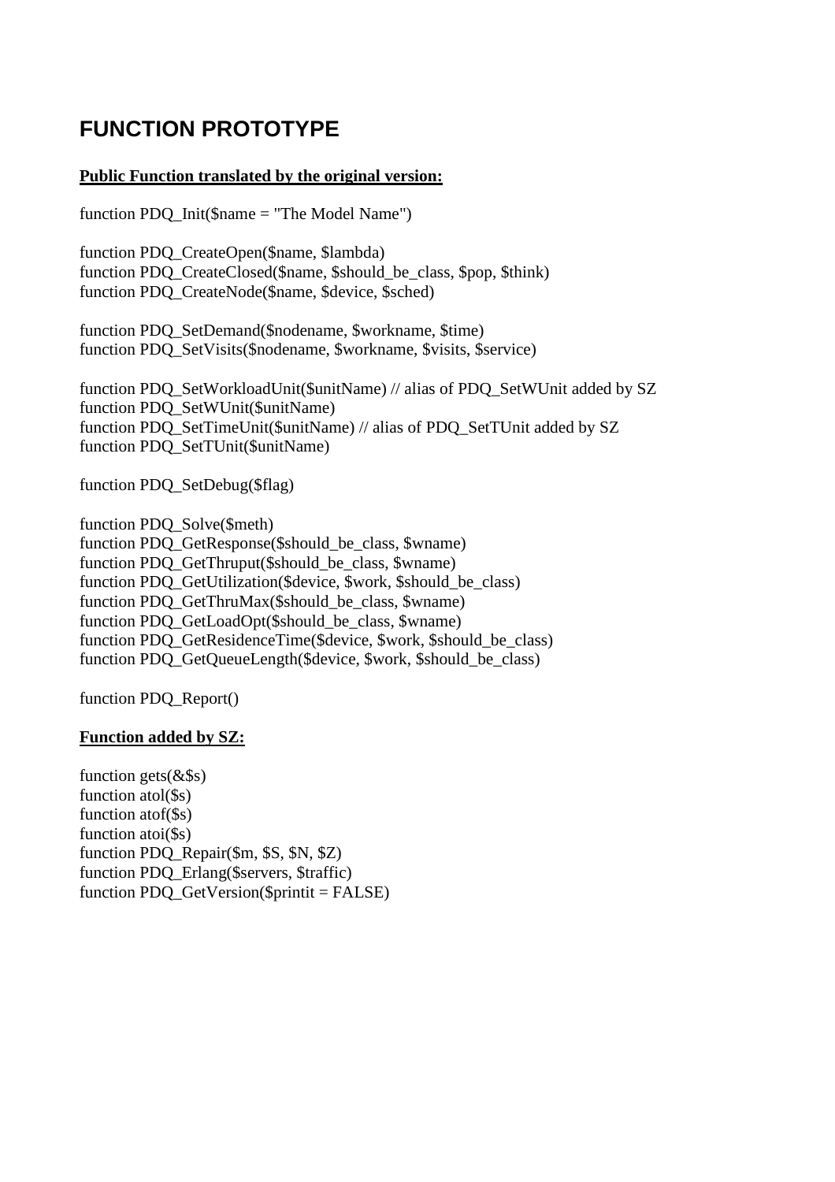# FUNCTION PROTOTYPE

**Public Function translated by the original version:**

function PDQ_Init($name = "The Model Name")

function PDQ_CreateOpen($name, $lambda)
function PDQ_CreateClosed($name, $should_be_class, $pop, $think)
function PDQ_CreateNode($name, $device, $sched)

function PDQ_SetDemand($nodename, $workname, $time)
function PDQ_SetVisits($nodename, $workname, $visits, $service)

function PDQ_SetWorkloadUnit($unitName) // alias of PDQ_SetWUnit added by SZ
function PDQ_SetWUnit($unitName)
function PDQ_SetTimeUnit($unitName) // alias of PDQ_SetTUnit added by SZ
function PDQ_SetTUnit($unitName)

function PDQ_SetDebug($flag)

function PDQ_Solve($meth)
function PDQ_GetResponse($should_be_class, $wname)
function PDQ_GetThruput($should_be_class, $wname)
function PDQ_GetUtilization($device, $work, $should_be_class)
function PDQ_GetThruMax($should_be_class, $wname)
function PDQ_GetLoadOpt($should_be_class, $wname)
function PDQ_GetResidenceTime($device, $work, $should_be_class)
function PDQ_GetQueueLength($device, $work, $should_be_class)

function PDQ_Report()

**Function added by SZ:**

function gets(&$s)
function atol($s)
function atof($s)
function atoi($s)
function PDQ_Repair($m, $S, $N, $Z)
function PDQ_Erlang($servers, $traffic)
function PDQ_GetVersion($printit = FALSE)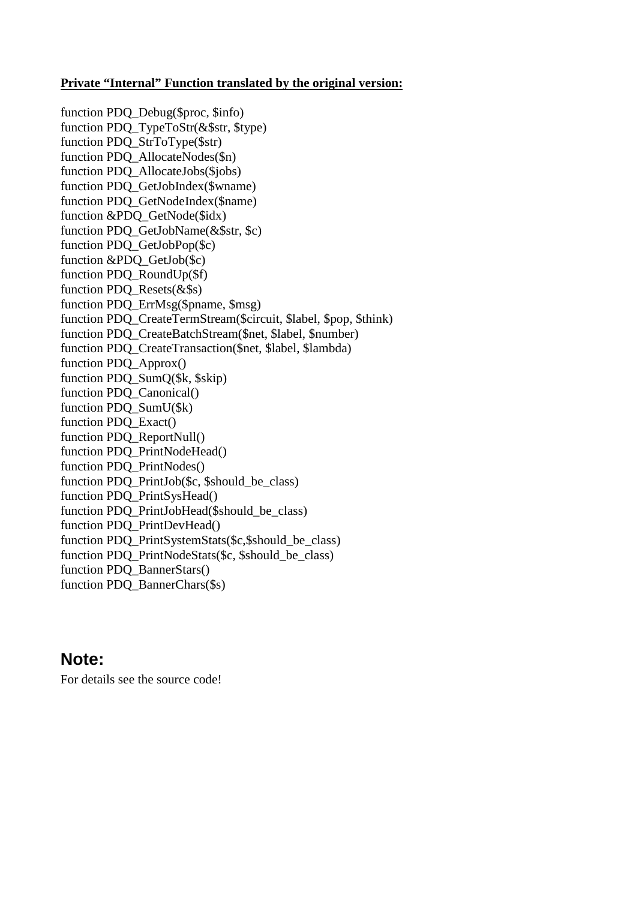**<u>Private "Internal" Function translated by the original version:</u>**

```
function PDQ_Debug($proc, $info)
function PDQ_TypeToStr(&$str, $type)
function PDQ_StrToType($str)
function PDQ_AllocateNodes($n)
function PDQ_AllocateJobs($jobs)
function PDQ_GetJobIndex($wname)
function PDQ_GetNodeIndex($name)
function &PDQ_GetNode($idx)
function PDQ_GetJobName(&$str, $c)
function PDQ_GetJobPop($c)
function &PDQ_GetJob($c)
function PDQ_RoundUp($f)
function PDQ_Resets(&$s)
function PDQ_ErrMsg($pname, $msg)
function PDQ_CreateTermStream($circuit, $label, $pop, $think)
function PDQ_CreateBatchStream($net, $label, $number)
function PDQ_CreateTransaction($net, $label, $lambda)
function PDQ_Approx()
function PDQ_SumQ($k, $skip)
function PDQ_Canonical()
function PDQ_SumU($k)
function PDQ_Exact()
function PDQ_ReportNull()
function PDQ_PrintNodeHead()
function PDQ_PrintNodes()
function PDQ_PrintJob($c, $should_be_class)
function PDQ_PrintSysHead()
function PDQ_PrintJobHead($should_be_class)
function PDQ_PrintDevHead()
function PDQ_PrintSystemStats($c,$should_be_class)
function PDQ_PrintNodeStats($c, $should_be_class)
function PDQ_BannerStars()
function PDQ_BannerChars($s)
```

## Note:

For details see the source code!